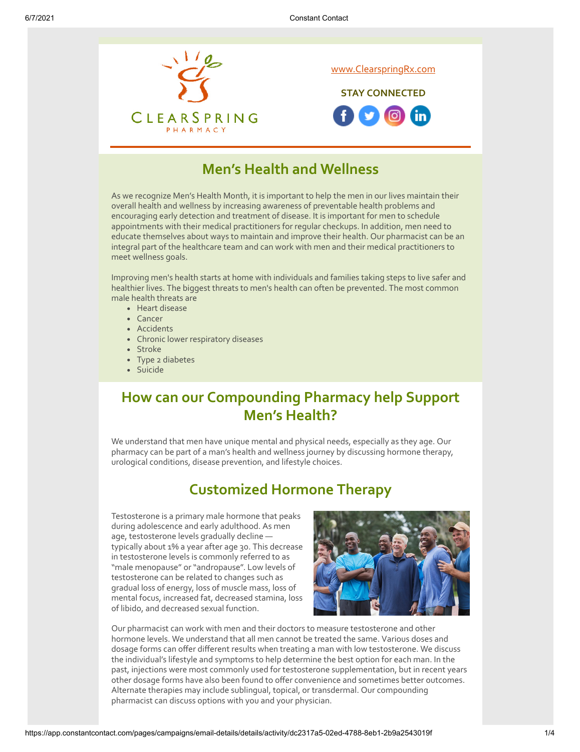www.ClearspringRx.com

**STAY CONNECTED**

## Men's Health and Wellness

As we recognize Men's Health Month, it is important to help the men in our lives maintain their overall health and wellness by increasing awareness of preventable health problems and encouraging early detection and treatment of disease. It is important for men to schedule appointments with their medical practitioners for regular checkups. In addition, men need to educate themselves about ways to maintain and improve their health. Our pharmacist can be an integral part of the healthcare team and can work with men and their medical practitioners to meet wellness goals.

Improving men's health starts at home with individuals and families taking steps to live safer and healthier lives. The biggest threats to men's health can often be prevented. The most common male health threats are

- Heart disease
- Cancer
- Accidents
- Chronic lower respiratory diseases
- Stroke
- Type 2 diabetes
- Suicide

## How can our Compounding Pharmacy help Support Men's Health?

We understand that men have unique mental and physical needs, especially as they age. Our pharmacy can be part of a man's health and wellness journey by discussing hormone therapy, urological conditions, disease prevention, and lifestyle choices.

## Customized Hormone Therapy

Testosterone is a primary male hormone that peaks during adolescence and early adulthood. As men age, testosterone levels gradually decline — typically about 1% a year after age 30. This decrease in testosterone levels is commonly referred to as "male menopause" or "andropause". Low levels of testosterone can be related to changes such as gradual loss of energy, loss of muscle mass, loss of mental focus, increased fat, decreased stamina, loss of libido, and decreased sexual function.

Our pharmacist can work with men and their doctors to measure testosterone and other hormone levels. We understand that all men cannot be treated the same. Various doses and dosage forms can offer different results when treating a man with low testosterone. We discuss the individual's lifestyle and symptoms to help determine the best option for each man. In the past, injections were most commonly used for testosterone supplementation, but in recent years other dosage forms have also been found to offer convenience and sometimes better outcomes. Alternate therapies may include sublingual, topical, or transdermal. Our compounding pharmacist can discuss options with you and your physician.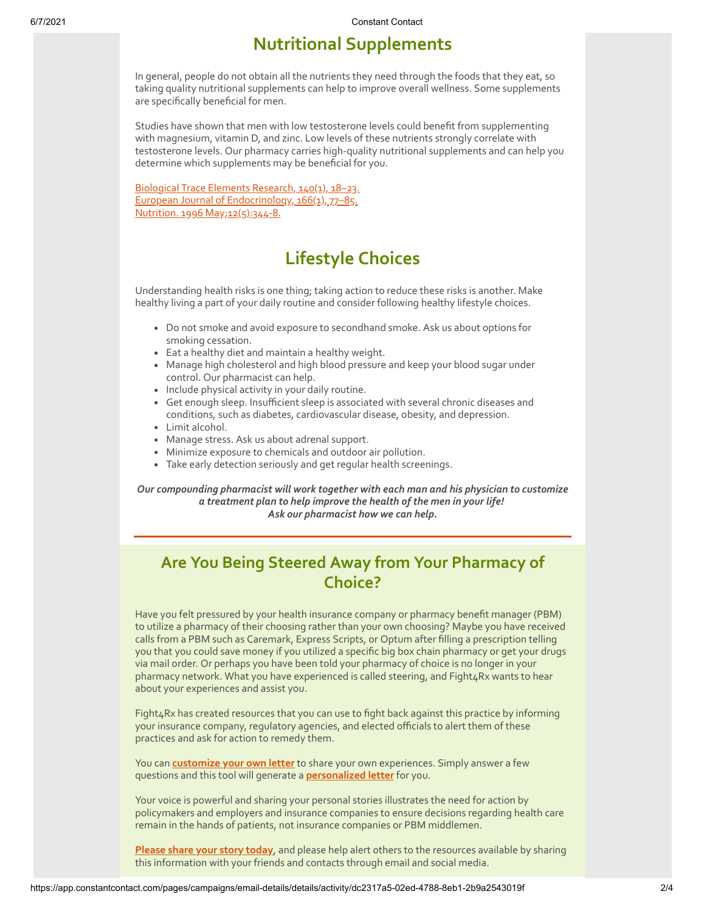## Nutritional Supplements

In general, people do not obtain all the nutrients they need through the foods that they eat, so taking quality nutritional supplements can help to improve overall wellness. Some supplements are specifically beneficial for men.

Studies have shown that men with low testosterone levels could benefit from supplementing with magnesium, vitamin D, and zinc. Low levels of these nutrients strongly correlate with testosterone levels. Our pharmacy carries high-quality nutritional supplements and can help you determine which supplements may be beneficial for you.

Biological Trace Elements Research, 140(1), 18–23.
European Journal of Endocrinology, 166(1), 77–85.
Nutrition. 1996 May;12(5):344-8.

## Lifestyle Choices

Understanding health risks is one thing; taking action to reduce these risks is another. Make healthy living a part of your daily routine and consider following healthy lifestyle choices.

- Do not smoke and avoid exposure to secondhand smoke. Ask us about options for smoking cessation.
- Eat a healthy diet and maintain a healthy weight.
- Manage high cholesterol and high blood pressure and keep your blood sugar under control. Our pharmacist can help.
- Include physical activity in your daily routine.
- Get enough sleep. Insufficient sleep is associated with several chronic diseases and conditions, such as diabetes, cardiovascular disease, obesity, and depression.
- Limit alcohol.
- Manage stress. Ask us about adrenal support.
- Minimize exposure to chemicals and outdoor air pollution.
- Take early detection seriously and get regular health screenings.

***Our compounding pharmacist will work together with each man and his physician to customize a treatment plan to help improve the health of the men in your life!***
***Ask our pharmacist how we can help.***

---

## Are You Being Steered Away from Your Pharmacy of Choice?

Have you felt pressured by your health insurance company or pharmacy benefit manager (PBM) to utilize a pharmacy of their choosing rather than your own choosing? Maybe you have received calls from a PBM such as Caremark, Express Scripts, or Optum after filling a prescription telling you that you could save money if you utilized a specific big box chain pharmacy or get your drugs via mail order. Or perhaps you have been told your pharmacy of choice is no longer in your pharmacy network. What you have experienced is called steering, and Fight4Rx wants to hear about your experiences and assist you.

Fight4Rx has created resources that you can use to fight back against this practice by informing your insurance company, regulatory agencies, and elected officials to alert them of these practices and ask for action to remedy them.

You can **customize your own letter** to share your own experiences. Simply answer a few questions and this tool will generate a **personalized letter** for you.

Your voice is powerful and sharing your personal stories illustrates the need for action by policymakers and employers and insurance companies to ensure decisions regarding health care remain in the hands of patients, not insurance companies or PBM middlemen.

**Please share your story today**, and please help alert others to the resources available by sharing this information with your friends and contacts through email and social media.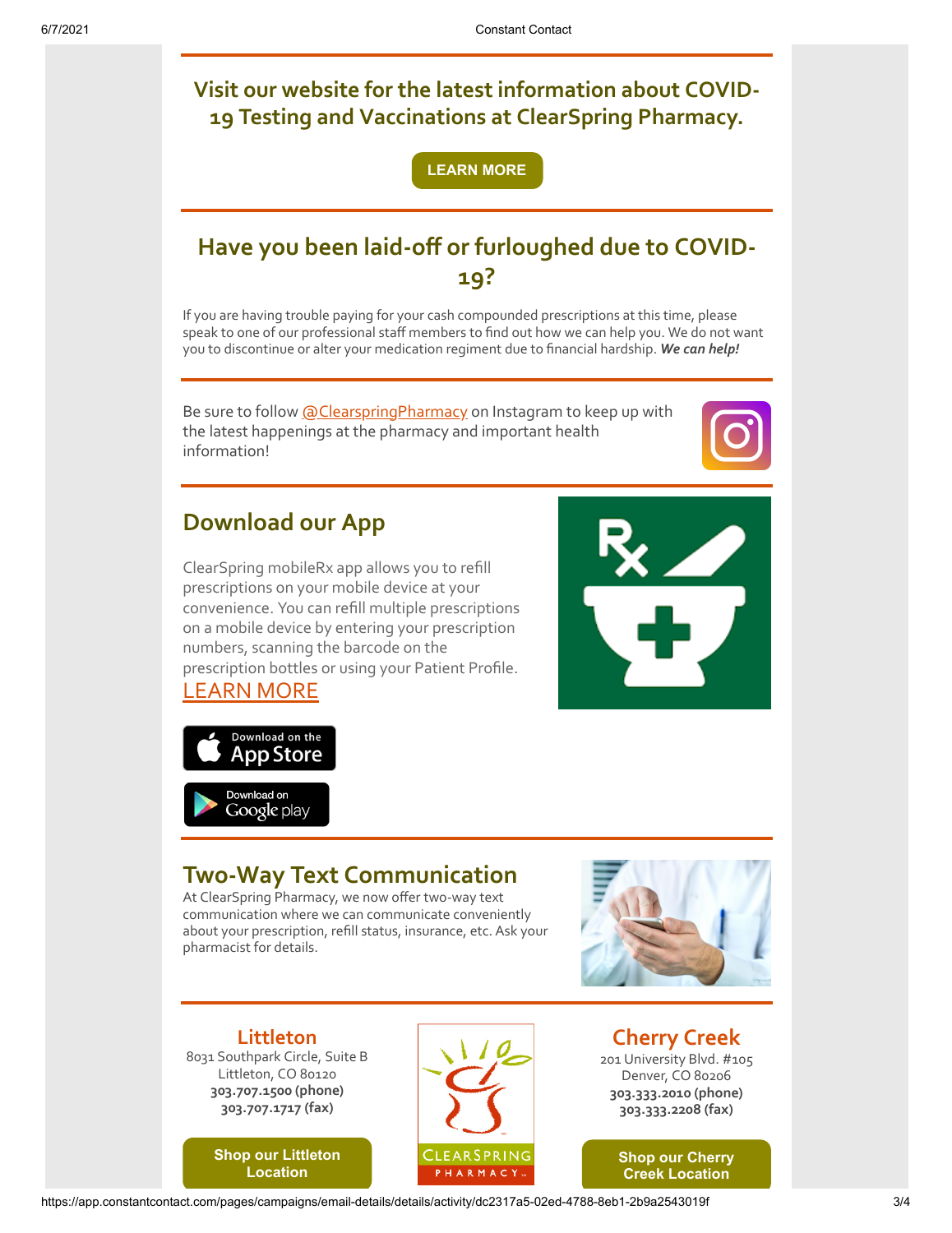## Visit our website for the latest information about COVID-19 Testing and Vaccinations at ClearSpring Pharmacy.

LEARN MORE

## Have you been laid-off or furloughed due to COVID-19?

If you are having trouble paying for your cash compounded prescriptions at this time, please speak to one of our professional staff members to find out how we can help you. We do not want you to discontinue or alter your medication regiment due to financial hardship. ***We can help!***

Be sure to follow @ClearspringPharmacy on Instagram to keep up with the latest happenings at the pharmacy and important health information!

## Download our App

ClearSpring mobileRx app allows you to refill prescriptions on your mobile device at your convenience. You can refill multiple prescriptions on a mobile device by entering your prescription numbers, scanning the barcode on the prescription bottles or using your Patient Profile.
LEARN MORE

Download on the App Store

Download on Google play

## Two-Way Text Communication

At ClearSpring Pharmacy, we now offer two-way text communication where we can communicate conveniently about your prescription, refill status, insurance, etc. Ask your pharmacist for details.

### Littleton

8031 Southpark Circle, Suite B
Littleton, CO 80120
**303.707.1500 (phone)**
**303.707.1717 (fax)**

Shop our Littleton Location

### Cherry Creek

201 University Blvd. #105
Denver, CO 80206
**303.333.2010 (phone)**
**303.333.2208 (fax)**

Shop our Cherry Creek Location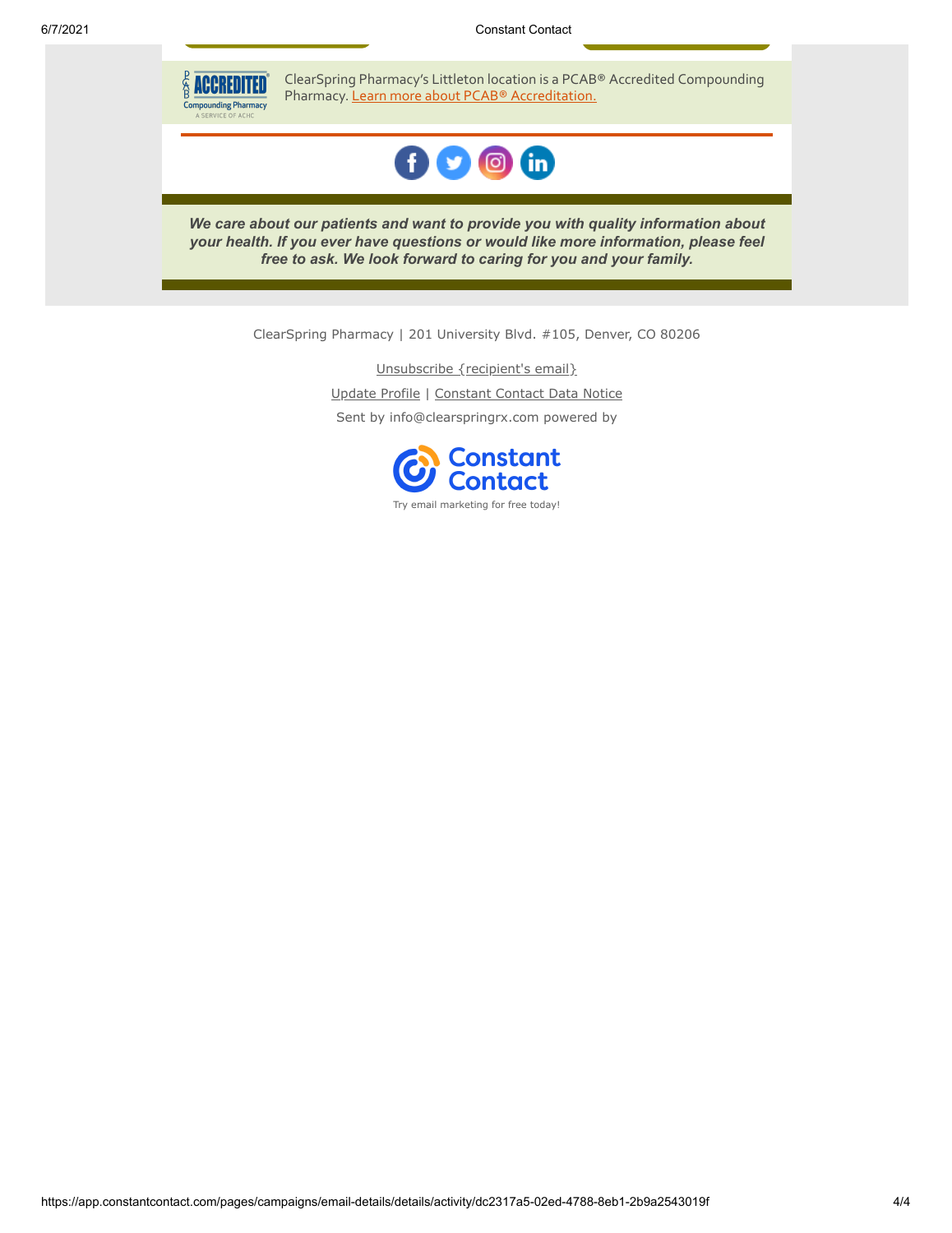ClearSpring Pharmacy's Littleton location is a PCAB® Accredited Compounding Pharmacy. Learn more about PCAB® Accreditation.

***We care about our patients and want to provide you with quality information about your health. If you ever have questions or would like more information, please feel free to ask. We look forward to caring for you and your family.***

ClearSpring Pharmacy | 201 University Blvd. #105, Denver, CO 80206

Unsubscribe {recipient's email}

Update Profile | Constant Contact Data Notice

Sent by info@clearspringrx.com powered by

Constant Contact

Try email marketing for free today!